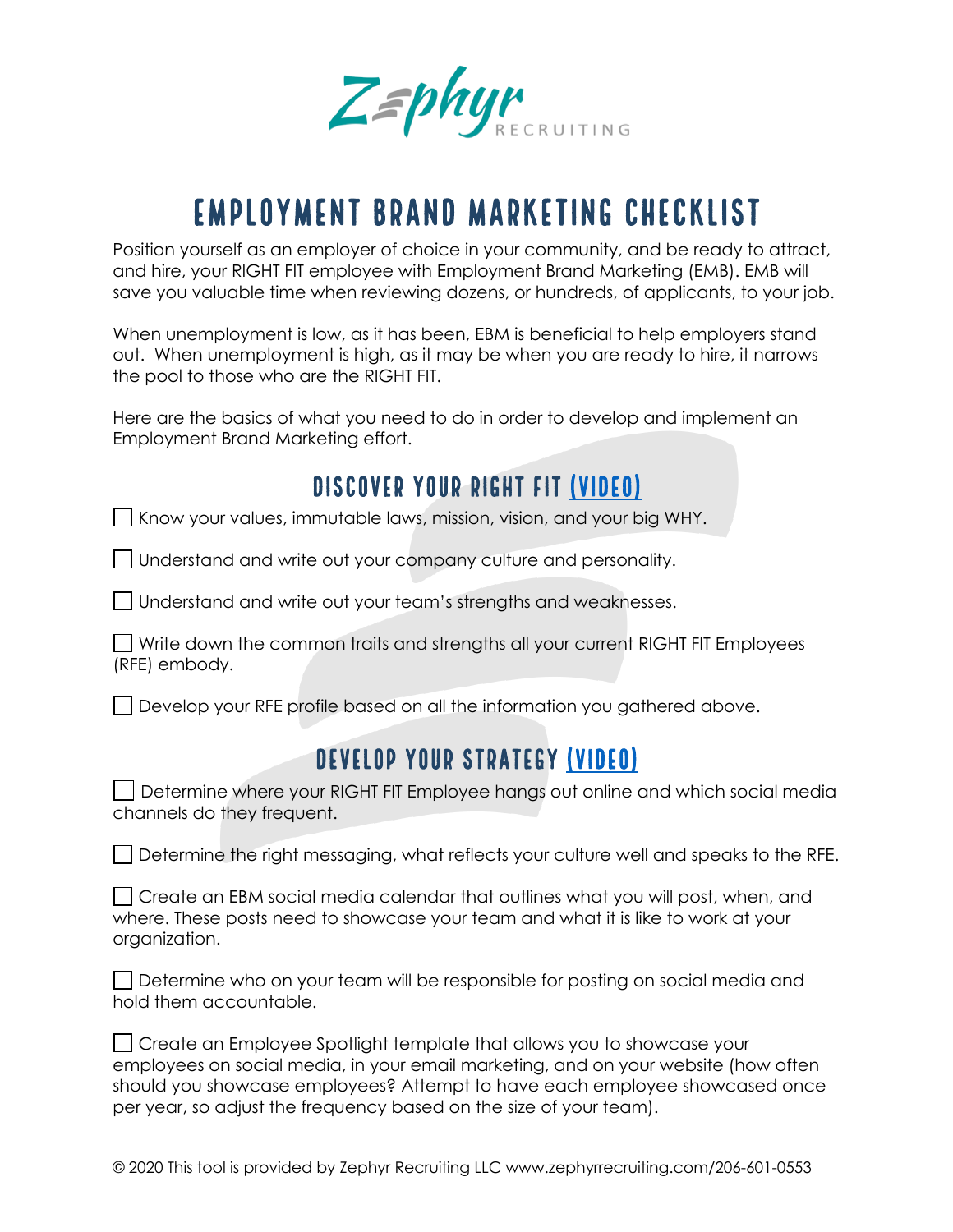Zephyr RECRUITING

# EMPLOYMENT BRAND MARKETING CHECKLIST

Position yourself as an employer of choice in your community, and be ready to attract, and hire, your RIGHT FIT employee with Employment Brand Marketing (EMB). EMB will save you valuable time when reviewing dozens, or hundreds, of applicants, to your job.

When unemployment is low, as it has been, EBM is beneficial to help employers stand out. When unemployment is high, as it may be when you are ready to hire, it narrows the pool to those who are the RIGHT FIT.

Here are the basics of what you need to do in order to develop and implement an Employment Brand Marketing effort.

## DISCOVER YOUR RIGHT FIT (VIDEO)

- [ ] Know your values, immutable laws, mission, vision, and your big WHY.
- [ ] Understand and write out your company culture and personality.
- [ ] Understand and write out your team's strengths and weaknesses.
- [ ] Write down the common traits and strengths all your current RIGHT FIT Employees (RFE) embody.
- [ ] Develop your RFE profile based on all the information you gathered above.

## DEVELOP YOUR STRATEGY (VIDEO)

- [ ] Determine where your RIGHT FIT Employee hangs out online and which social media channels do they frequent.
- [ ] Determine the right messaging, what reflects your culture well and speaks to the RFE.
- [ ] Create an EBM social media calendar that outlines what you will post, when, and where. These posts need to showcase your team and what it is like to work at your organization.
- [ ] Determine who on your team will be responsible for posting on social media and hold them accountable.
- [ ] Create an Employee Spotlight template that allows you to showcase your employees on social media, in your email marketing, and on your website (how often should you showcase employees? Attempt to have each employee showcased once per year, so adjust the frequency based on the size of your team).

© 2020 This tool is provided by Zephyr Recruiting LLC www.zephyrrecruiting.com/206-601-0553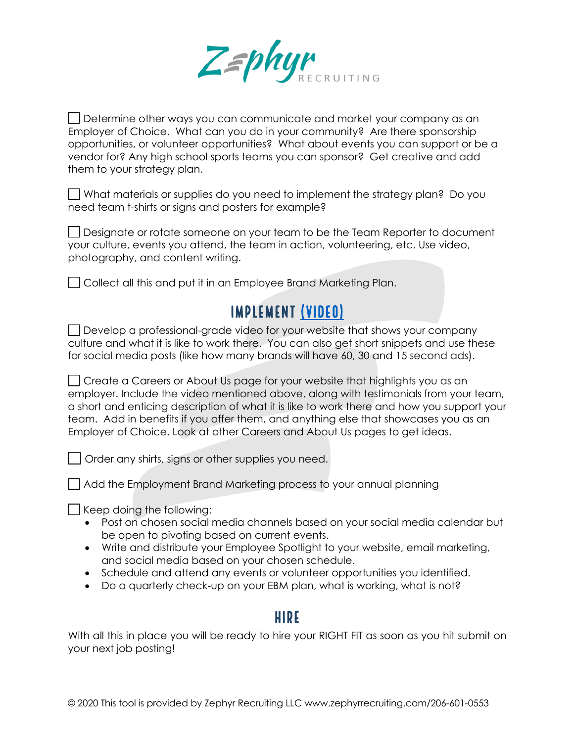- [ ] Determine other ways you can communicate and market your company as an Employer of Choice. What can you do in your community? Are there sponsorship opportunities, or volunteer opportunities? What about events you can support or be a vendor for? Any high school sports teams you can sponsor? Get creative and add them to your strategy plan.

- [ ] What materials or supplies do you need to implement the strategy plan? Do you need team t-shirts or signs and posters for example?

- [ ] Designate or rotate someone on your team to be the Team Reporter to document your culture, events you attend, the team in action, volunteering, etc. Use video, photography, and content writing.

- [ ] Collect all this and put it in an Employee Brand Marketing Plan.

## IMPLEMENT (VIDEO)

- [ ] Develop a professional-grade video for your website that shows your company culture and what it is like to work there. You can also get short snippets and use these for social media posts (like how many brands will have 60, 30 and 15 second ads).

- [ ] Create a Careers or About Us page for your website that highlights you as an employer. Include the video mentioned above, along with testimonials from your team, a short and enticing description of what it is like to work there and how you support your team. Add in benefits if you offer them, and anything else that showcases you as an Employer of Choice. Look at other Careers and About Us pages to get ideas.

- [ ] Order any shirts, signs or other supplies you need.

- [ ] Add the Employment Brand Marketing process to your annual planning

- [ ] Keep doing the following:
  - Post on chosen social media channels based on your social media calendar but be open to pivoting based on current events.
  - Write and distribute your Employee Spotlight to your website, email marketing, and social media based on your chosen schedule.
  - Schedule and attend any events or volunteer opportunities you identified.
  - Do a quarterly check-up on your EBM plan, what is working, what is not?

## HIRE

With all this in place you will be ready to hire your RIGHT FIT as soon as you hit submit on your next job posting!

© 2020 This tool is provided by Zephyr Recruiting LLC www.zephyrrecruiting.com/206-601-0553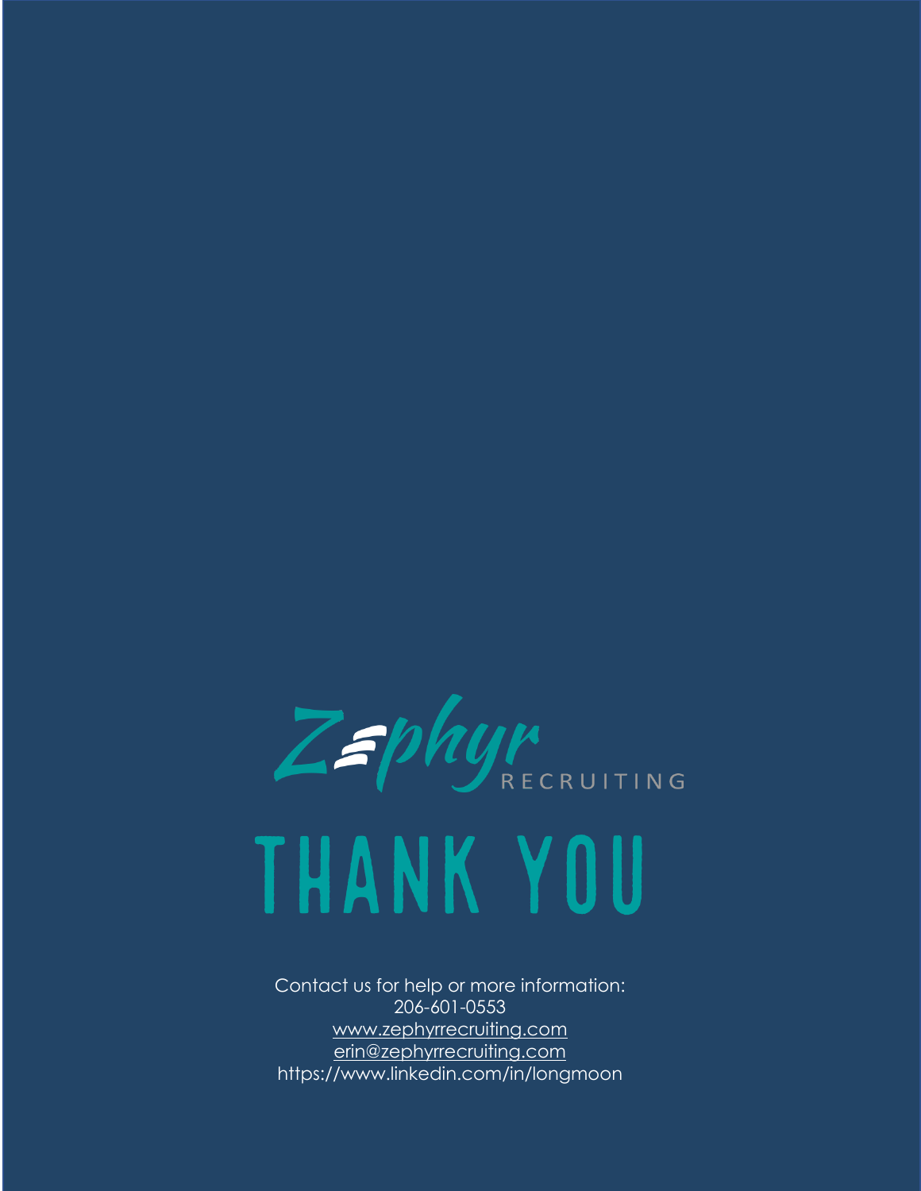Zephyr RECRUITING

# THANK YOU

Contact us for help or more information:
206-601-0553
www.zephyrrecruiting.com
erin@zephyrrecruiting.com
https://www.linkedin.com/in/longmoon